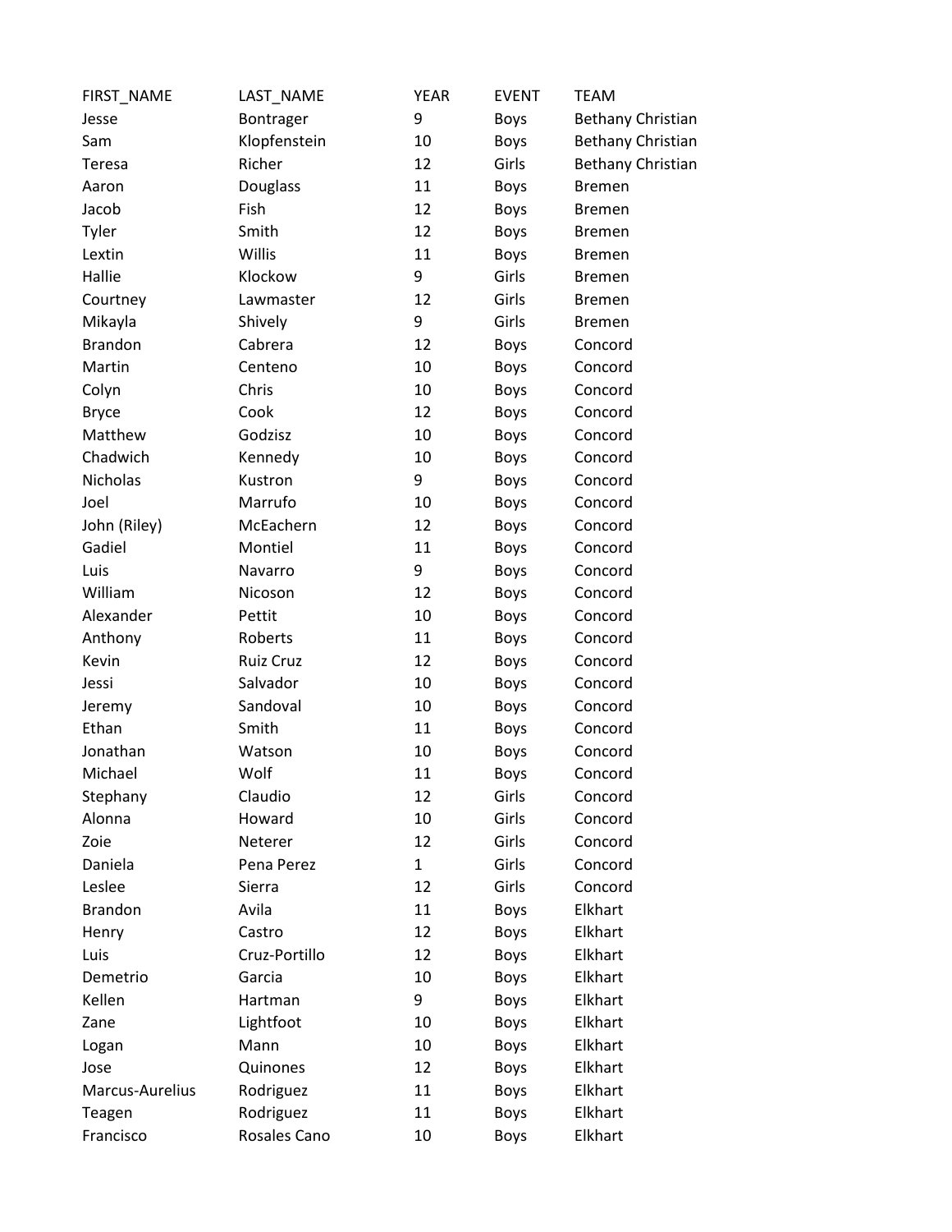| FIRST_NAME | LAST_NAME | YEAR | EVENT | TEAM |
|---|---|---|---|---|
| Jesse | Bontrager | 9 | Boys | Bethany Christian |
| Sam | Klopfenstein | 10 | Boys | Bethany Christian |
| Teresa | Richer | 12 | Girls | Bethany Christian |
| Aaron | Douglass | 11 | Boys | Bremen |
| Jacob | Fish | 12 | Boys | Bremen |
| Tyler | Smith | 12 | Boys | Bremen |
| Lextin | Willis | 11 | Boys | Bremen |
| Hallie | Klockow | 9 | Girls | Bremen |
| Courtney | Lawmaster | 12 | Girls | Bremen |
| Mikayla | Shively | 9 | Girls | Bremen |
| Brandon | Cabrera | 12 | Boys | Concord |
| Martin | Centeno | 10 | Boys | Concord |
| Colyn | Chris | 10 | Boys | Concord |
| Bryce | Cook | 12 | Boys | Concord |
| Matthew | Godzisz | 10 | Boys | Concord |
| Chadwich | Kennedy | 10 | Boys | Concord |
| Nicholas | Kustron | 9 | Boys | Concord |
| Joel | Marrufo | 10 | Boys | Concord |
| John (Riley) | McEachern | 12 | Boys | Concord |
| Gadiel | Montiel | 11 | Boys | Concord |
| Luis | Navarro | 9 | Boys | Concord |
| William | Nicoson | 12 | Boys | Concord |
| Alexander | Pettit | 10 | Boys | Concord |
| Anthony | Roberts | 11 | Boys | Concord |
| Kevin | Ruiz Cruz | 12 | Boys | Concord |
| Jessi | Salvador | 10 | Boys | Concord |
| Jeremy | Sandoval | 10 | Boys | Concord |
| Ethan | Smith | 11 | Boys | Concord |
| Jonathan | Watson | 10 | Boys | Concord |
| Michael | Wolf | 11 | Boys | Concord |
| Stephany | Claudio | 12 | Girls | Concord |
| Alonna | Howard | 10 | Girls | Concord |
| Zoie | Neterer | 12 | Girls | Concord |
| Daniela | Pena Perez | 1 | Girls | Concord |
| Leslee | Sierra | 12 | Girls | Concord |
| Brandon | Avila | 11 | Boys | Elkhart |
| Henry | Castro | 12 | Boys | Elkhart |
| Luis | Cruz-Portillo | 12 | Boys | Elkhart |
| Demetrio | Garcia | 10 | Boys | Elkhart |
| Kellen | Hartman | 9 | Boys | Elkhart |
| Zane | Lightfoot | 10 | Boys | Elkhart |
| Logan | Mann | 10 | Boys | Elkhart |
| Jose | Quinones | 12 | Boys | Elkhart |
| Marcus-Aurelius | Rodriguez | 11 | Boys | Elkhart |
| Teagen | Rodriguez | 11 | Boys | Elkhart |
| Francisco | Rosales Cano | 10 | Boys | Elkhart |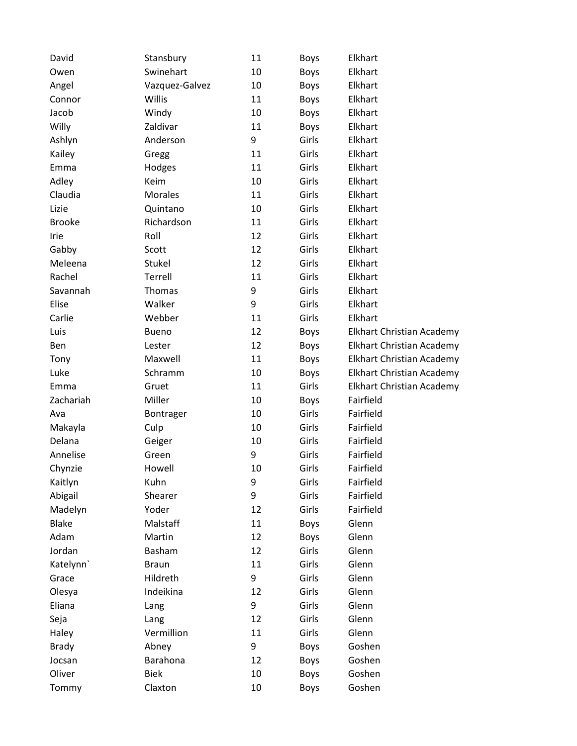| | | | | |
|---|---|---|---|---|
| David | Stansbury | 11 | Boys | Elkhart |
| Owen | Swinehart | 10 | Boys | Elkhart |
| Angel | Vazquez-Galvez | 10 | Boys | Elkhart |
| Connor | Willis | 11 | Boys | Elkhart |
| Jacob | Windy | 10 | Boys | Elkhart |
| Willy | Zaldivar | 11 | Boys | Elkhart |
| Ashlyn | Anderson | 9 | Girls | Elkhart |
| Kailey | Gregg | 11 | Girls | Elkhart |
| Emma | Hodges | 11 | Girls | Elkhart |
| Adley | Keim | 10 | Girls | Elkhart |
| Claudia | Morales | 11 | Girls | Elkhart |
| Lizie | Quintano | 10 | Girls | Elkhart |
| Brooke | Richardson | 11 | Girls | Elkhart |
| Irie | Roll | 12 | Girls | Elkhart |
| Gabby | Scott | 12 | Girls | Elkhart |
| Meleena | Stukel | 12 | Girls | Elkhart |
| Rachel | Terrell | 11 | Girls | Elkhart |
| Savannah | Thomas | 9 | Girls | Elkhart |
| Elise | Walker | 9 | Girls | Elkhart |
| Carlie | Webber | 11 | Girls | Elkhart |
| Luis | Bueno | 12 | Boys | Elkhart Christian Academy |
| Ben | Lester | 12 | Boys | Elkhart Christian Academy |
| Tony | Maxwell | 11 | Boys | Elkhart Christian Academy |
| Luke | Schramm | 10 | Boys | Elkhart Christian Academy |
| Emma | Gruet | 11 | Girls | Elkhart Christian Academy |
| Zachariah | Miller | 10 | Boys | Fairfield |
| Ava | Bontrager | 10 | Girls | Fairfield |
| Makayla | Culp | 10 | Girls | Fairfield |
| Delana | Geiger | 10 | Girls | Fairfield |
| Annelise | Green | 9 | Girls | Fairfield |
| Chynzie | Howell | 10 | Girls | Fairfield |
| Kaitlyn | Kuhn | 9 | Girls | Fairfield |
| Abigail | Shearer | 9 | Girls | Fairfield |
| Madelyn | Yoder | 12 | Girls | Fairfield |
| Blake | Malstaff | 11 | Boys | Glenn |
| Adam | Martin | 12 | Boys | Glenn |
| Jordan | Basham | 12 | Girls | Glenn |
| Katelynn` | Braun | 11 | Girls | Glenn |
| Grace | Hildreth | 9 | Girls | Glenn |
| Olesya | Indeikina | 12 | Girls | Glenn |
| Eliana | Lang | 9 | Girls | Glenn |
| Seja | Lang | 12 | Girls | Glenn |
| Haley | Vermillion | 11 | Girls | Glenn |
| Brady | Abney | 9 | Boys | Goshen |
| Jocsan | Barahona | 12 | Boys | Goshen |
| Oliver | Biek | 10 | Boys | Goshen |
| Tommy | Claxton | 10 | Boys | Goshen |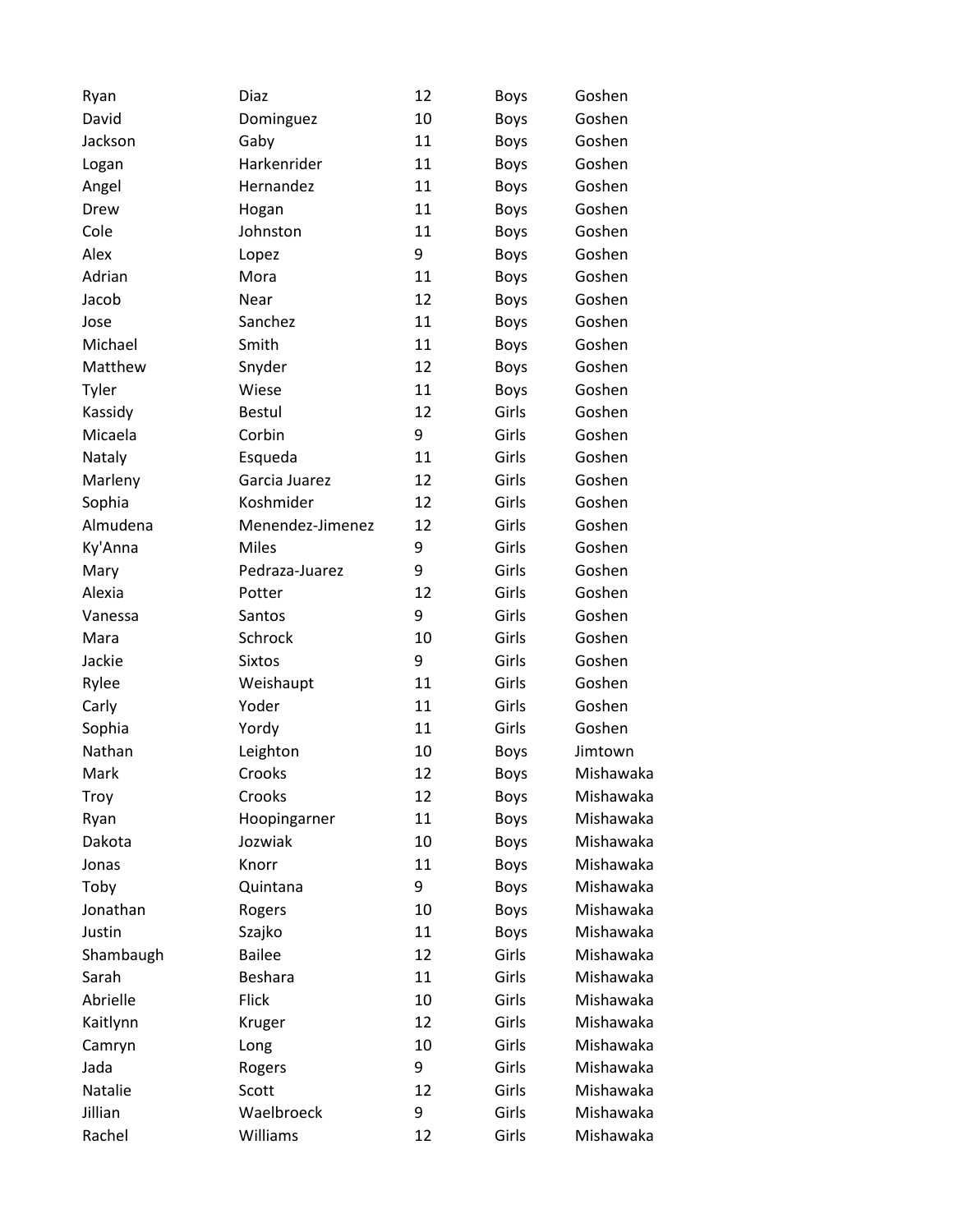| | | | | |
|---|---|---|---|---|
| Ryan | Diaz | 12 | Boys | Goshen |
| David | Dominguez | 10 | Boys | Goshen |
| Jackson | Gaby | 11 | Boys | Goshen |
| Logan | Harkenrider | 11 | Boys | Goshen |
| Angel | Hernandez | 11 | Boys | Goshen |
| Drew | Hogan | 11 | Boys | Goshen |
| Cole | Johnston | 11 | Boys | Goshen |
| Alex | Lopez | 9 | Boys | Goshen |
| Adrian | Mora | 11 | Boys | Goshen |
| Jacob | Near | 12 | Boys | Goshen |
| Jose | Sanchez | 11 | Boys | Goshen |
| Michael | Smith | 11 | Boys | Goshen |
| Matthew | Snyder | 12 | Boys | Goshen |
| Tyler | Wiese | 11 | Boys | Goshen |
| Kassidy | Bestul | 12 | Girls | Goshen |
| Micaela | Corbin | 9 | Girls | Goshen |
| Nataly | Esqueda | 11 | Girls | Goshen |
| Marleny | Garcia Juarez | 12 | Girls | Goshen |
| Sophia | Koshmider | 12 | Girls | Goshen |
| Almudena | Menendez-Jimenez | 12 | Girls | Goshen |
| Ky'Anna | Miles | 9 | Girls | Goshen |
| Mary | Pedraza-Juarez | 9 | Girls | Goshen |
| Alexia | Potter | 12 | Girls | Goshen |
| Vanessa | Santos | 9 | Girls | Goshen |
| Mara | Schrock | 10 | Girls | Goshen |
| Jackie | Sixtos | 9 | Girls | Goshen |
| Rylee | Weishaupt | 11 | Girls | Goshen |
| Carly | Yoder | 11 | Girls | Goshen |
| Sophia | Yordy | 11 | Girls | Goshen |
| Nathan | Leighton | 10 | Boys | Jimtown |
| Mark | Crooks | 12 | Boys | Mishawaka |
| Troy | Crooks | 12 | Boys | Mishawaka |
| Ryan | Hoopingarner | 11 | Boys | Mishawaka |
| Dakota | Jozwiak | 10 | Boys | Mishawaka |
| Jonas | Knorr | 11 | Boys | Mishawaka |
| Toby | Quintana | 9 | Boys | Mishawaka |
| Jonathan | Rogers | 10 | Boys | Mishawaka |
| Justin | Szajko | 11 | Boys | Mishawaka |
| Shambaugh | Bailee | 12 | Girls | Mishawaka |
| Sarah | Beshara | 11 | Girls | Mishawaka |
| Abrielle | Flick | 10 | Girls | Mishawaka |
| Kaitlynn | Kruger | 12 | Girls | Mishawaka |
| Camryn | Long | 10 | Girls | Mishawaka |
| Jada | Rogers | 9 | Girls | Mishawaka |
| Natalie | Scott | 12 | Girls | Mishawaka |
| Jillian | Waelbroeck | 9 | Girls | Mishawaka |
| Rachel | Williams | 12 | Girls | Mishawaka |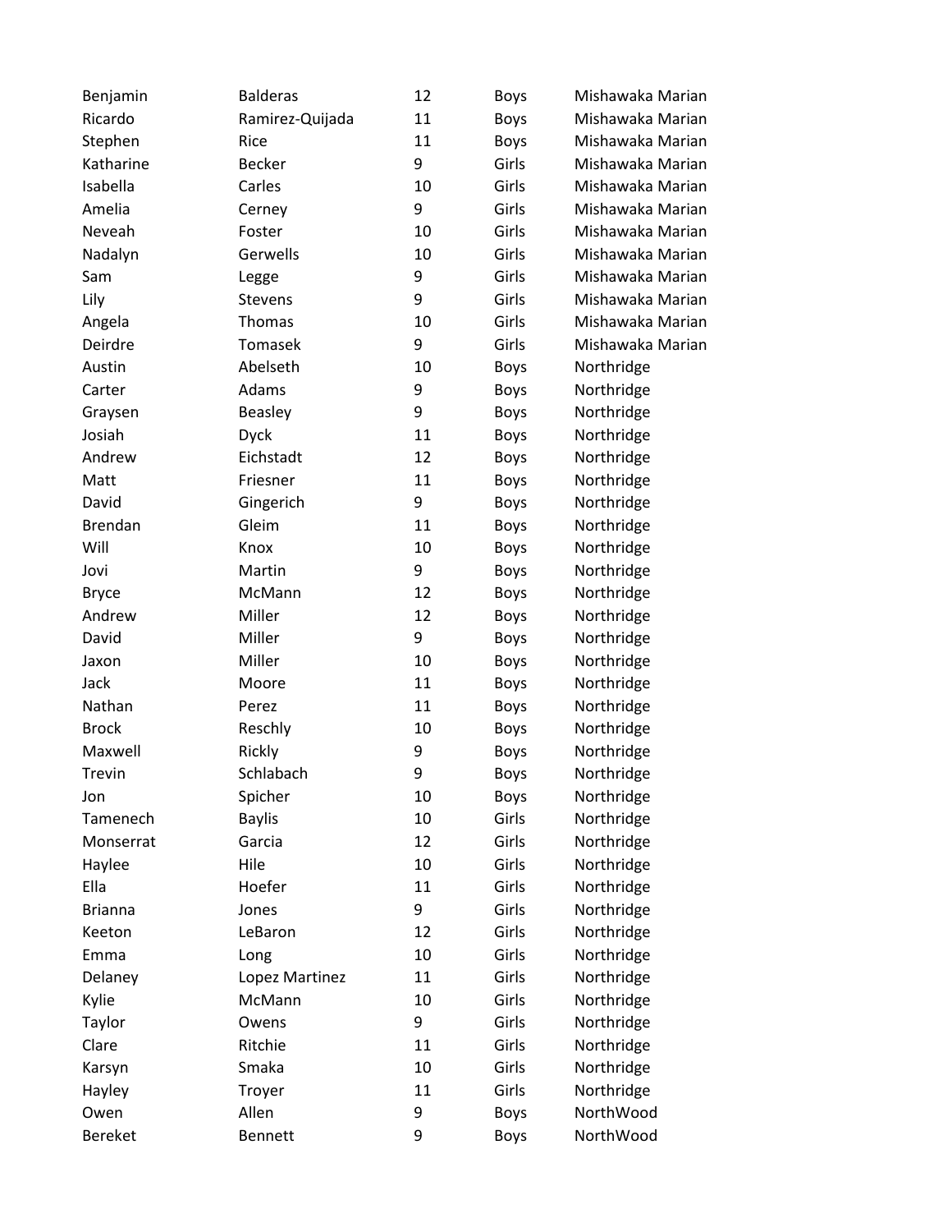| | | | | |
|---|---|---|---|---|
| Benjamin | Balderas | 12 | Boys | Mishawaka Marian |
| Ricardo | Ramirez-Quijada | 11 | Boys | Mishawaka Marian |
| Stephen | Rice | 11 | Boys | Mishawaka Marian |
| Katharine | Becker | 9 | Girls | Mishawaka Marian |
| Isabella | Carles | 10 | Girls | Mishawaka Marian |
| Amelia | Cerney | 9 | Girls | Mishawaka Marian |
| Neveah | Foster | 10 | Girls | Mishawaka Marian |
| Nadalyn | Gerwells | 10 | Girls | Mishawaka Marian |
| Sam | Legge | 9 | Girls | Mishawaka Marian |
| Lily | Stevens | 9 | Girls | Mishawaka Marian |
| Angela | Thomas | 10 | Girls | Mishawaka Marian |
| Deirdre | Tomasek | 9 | Girls | Mishawaka Marian |
| Austin | Abelseth | 10 | Boys | Northridge |
| Carter | Adams | 9 | Boys | Northridge |
| Graysen | Beasley | 9 | Boys | Northridge |
| Josiah | Dyck | 11 | Boys | Northridge |
| Andrew | Eichstadt | 12 | Boys | Northridge |
| Matt | Friesner | 11 | Boys | Northridge |
| David | Gingerich | 9 | Boys | Northridge |
| Brendan | Gleim | 11 | Boys | Northridge |
| Will | Knox | 10 | Boys | Northridge |
| Jovi | Martin | 9 | Boys | Northridge |
| Bryce | McMann | 12 | Boys | Northridge |
| Andrew | Miller | 12 | Boys | Northridge |
| David | Miller | 9 | Boys | Northridge |
| Jaxon | Miller | 10 | Boys | Northridge |
| Jack | Moore | 11 | Boys | Northridge |
| Nathan | Perez | 11 | Boys | Northridge |
| Brock | Reschly | 10 | Boys | Northridge |
| Maxwell | Rickly | 9 | Boys | Northridge |
| Trevin | Schlabach | 9 | Boys | Northridge |
| Jon | Spicher | 10 | Boys | Northridge |
| Tamenech | Baylis | 10 | Girls | Northridge |
| Monserrat | Garcia | 12 | Girls | Northridge |
| Haylee | Hile | 10 | Girls | Northridge |
| Ella | Hoefer | 11 | Girls | Northridge |
| Brianna | Jones | 9 | Girls | Northridge |
| Keeton | LeBaron | 12 | Girls | Northridge |
| Emma | Long | 10 | Girls | Northridge |
| Delaney | Lopez Martinez | 11 | Girls | Northridge |
| Kylie | McMann | 10 | Girls | Northridge |
| Taylor | Owens | 9 | Girls | Northridge |
| Clare | Ritchie | 11 | Girls | Northridge |
| Karsyn | Smaka | 10 | Girls | Northridge |
| Hayley | Troyer | 11 | Girls | Northridge |
| Owen | Allen | 9 | Boys | NorthWood |
| Bereket | Bennett | 9 | Boys | NorthWood |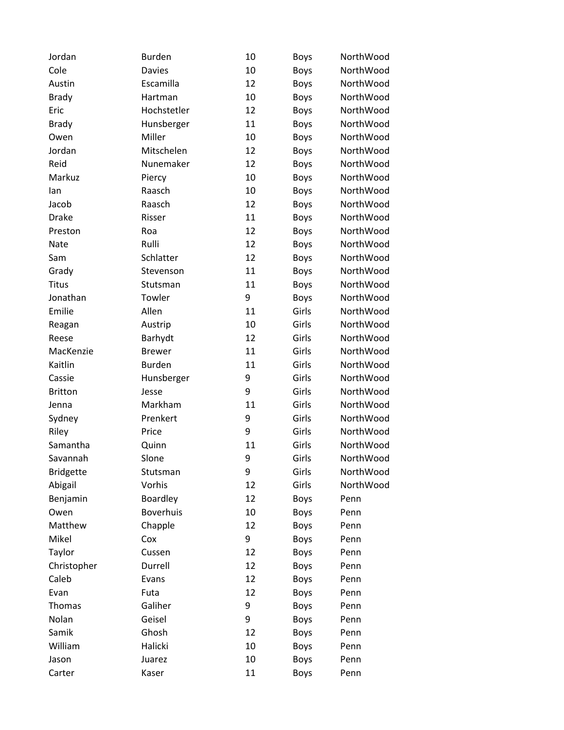| Jordan | Burden | 10 | Boys | NorthWood |
|---|---|---|---|---|
| Cole | Davies | 10 | Boys | NorthWood |
| Austin | Escamilla | 12 | Boys | NorthWood |
| Brady | Hartman | 10 | Boys | NorthWood |
| Eric | Hochstetler | 12 | Boys | NorthWood |
| Brady | Hunsberger | 11 | Boys | NorthWood |
| Owen | Miller | 10 | Boys | NorthWood |
| Jordan | Mitschelen | 12 | Boys | NorthWood |
| Reid | Nunemaker | 12 | Boys | NorthWood |
| Markuz | Piercy | 10 | Boys | NorthWood |
| Ian | Raasch | 10 | Boys | NorthWood |
| Jacob | Raasch | 12 | Boys | NorthWood |
| Drake | Risser | 11 | Boys | NorthWood |
| Preston | Roa | 12 | Boys | NorthWood |
| Nate | Rulli | 12 | Boys | NorthWood |
| Sam | Schlatter | 12 | Boys | NorthWood |
| Grady | Stevenson | 11 | Boys | NorthWood |
| Titus | Stutsman | 11 | Boys | NorthWood |
| Jonathan | Towler | 9 | Boys | NorthWood |
| Emilie | Allen | 11 | Girls | NorthWood |
| Reagan | Austrip | 10 | Girls | NorthWood |
| Reese | Barhydt | 12 | Girls | NorthWood |
| MacKenzie | Brewer | 11 | Girls | NorthWood |
| Kaitlin | Burden | 11 | Girls | NorthWood |
| Cassie | Hunsberger | 9 | Girls | NorthWood |
| Britton | Jesse | 9 | Girls | NorthWood |
| Jenna | Markham | 11 | Girls | NorthWood |
| Sydney | Prenkert | 9 | Girls | NorthWood |
| Riley | Price | 9 | Girls | NorthWood |
| Samantha | Quinn | 11 | Girls | NorthWood |
| Savannah | Slone | 9 | Girls | NorthWood |
| Bridgette | Stutsman | 9 | Girls | NorthWood |
| Abigail | Vorhis | 12 | Girls | NorthWood |
| Benjamin | Boardley | 12 | Boys | Penn |
| Owen | Boverhuis | 10 | Boys | Penn |
| Matthew | Chapple | 12 | Boys | Penn |
| Mikel | Cox | 9 | Boys | Penn |
| Taylor | Cussen | 12 | Boys | Penn |
| Christopher | Durrell | 12 | Boys | Penn |
| Caleb | Evans | 12 | Boys | Penn |
| Evan | Futa | 12 | Boys | Penn |
| Thomas | Galiher | 9 | Boys | Penn |
| Nolan | Geisel | 9 | Boys | Penn |
| Samik | Ghosh | 12 | Boys | Penn |
| William | Halicki | 10 | Boys | Penn |
| Jason | Juarez | 10 | Boys | Penn |
| Carter | Kaser | 11 | Boys | Penn |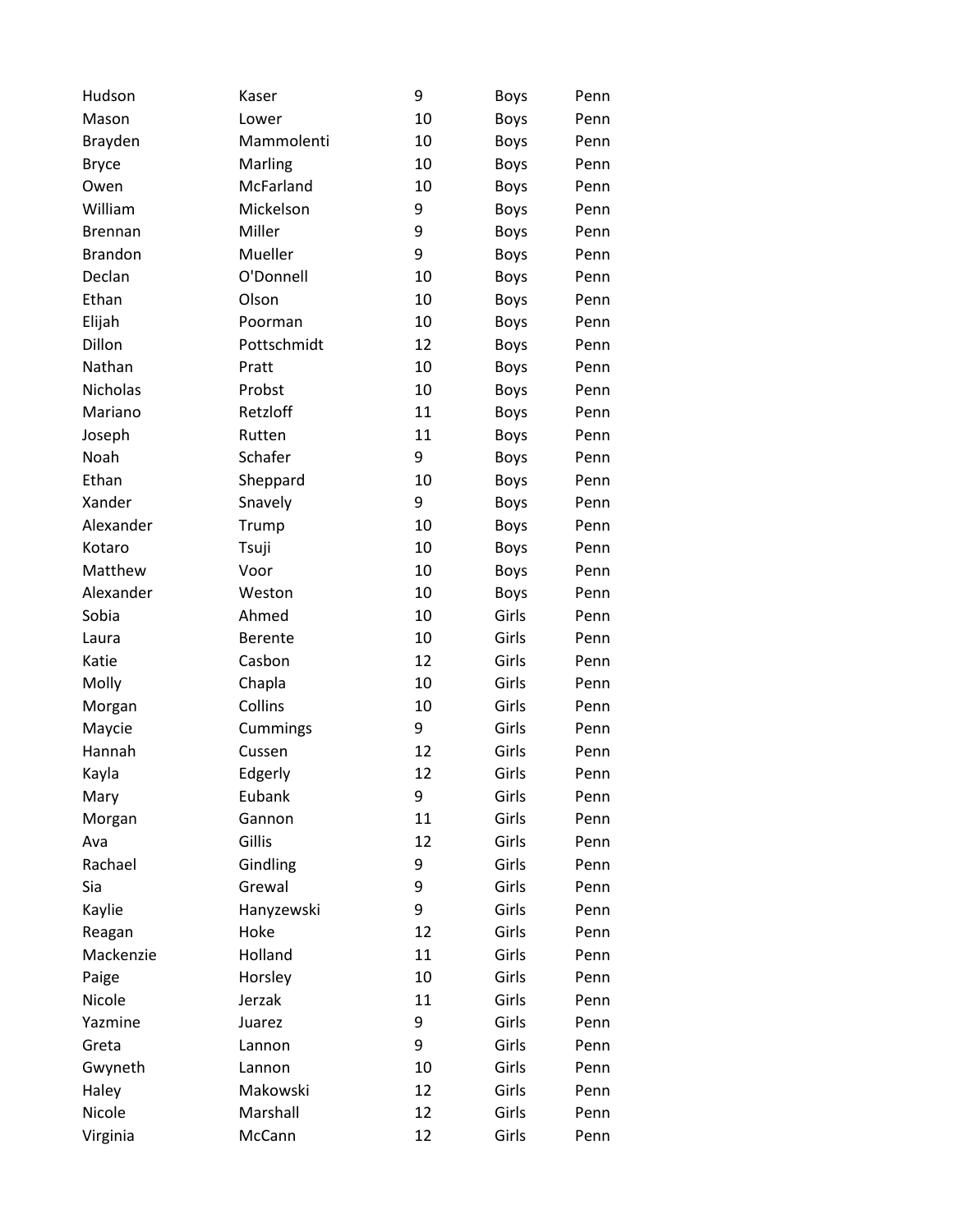| | | | | |
|---|---|---|---|---|
| Hudson | Kaser | 9 | Boys | Penn |
| Mason | Lower | 10 | Boys | Penn |
| Brayden | Mammolenti | 10 | Boys | Penn |
| Bryce | Marling | 10 | Boys | Penn |
| Owen | McFarland | 10 | Boys | Penn |
| William | Mickelson | 9 | Boys | Penn |
| Brennan | Miller | 9 | Boys | Penn |
| Brandon | Mueller | 9 | Boys | Penn |
| Declan | O'Donnell | 10 | Boys | Penn |
| Ethan | Olson | 10 | Boys | Penn |
| Elijah | Poorman | 10 | Boys | Penn |
| Dillon | Pottschmidt | 12 | Boys | Penn |
| Nathan | Pratt | 10 | Boys | Penn |
| Nicholas | Probst | 10 | Boys | Penn |
| Mariano | Retzloff | 11 | Boys | Penn |
| Joseph | Rutten | 11 | Boys | Penn |
| Noah | Schafer | 9 | Boys | Penn |
| Ethan | Sheppard | 10 | Boys | Penn |
| Xander | Snavely | 9 | Boys | Penn |
| Alexander | Trump | 10 | Boys | Penn |
| Kotaro | Tsuji | 10 | Boys | Penn |
| Matthew | Voor | 10 | Boys | Penn |
| Alexander | Weston | 10 | Boys | Penn |
| Sobia | Ahmed | 10 | Girls | Penn |
| Laura | Berente | 10 | Girls | Penn |
| Katie | Casbon | 12 | Girls | Penn |
| Molly | Chapla | 10 | Girls | Penn |
| Morgan | Collins | 10 | Girls | Penn |
| Maycie | Cummings | 9 | Girls | Penn |
| Hannah | Cussen | 12 | Girls | Penn |
| Kayla | Edgerly | 12 | Girls | Penn |
| Mary | Eubank | 9 | Girls | Penn |
| Morgan | Gannon | 11 | Girls | Penn |
| Ava | Gillis | 12 | Girls | Penn |
| Rachael | Gindling | 9 | Girls | Penn |
| Sia | Grewal | 9 | Girls | Penn |
| Kaylie | Hanyzewski | 9 | Girls | Penn |
| Reagan | Hoke | 12 | Girls | Penn |
| Mackenzie | Holland | 11 | Girls | Penn |
| Paige | Horsley | 10 | Girls | Penn |
| Nicole | Jerzak | 11 | Girls | Penn |
| Yazmine | Juarez | 9 | Girls | Penn |
| Greta | Lannon | 9 | Girls | Penn |
| Gwyneth | Lannon | 10 | Girls | Penn |
| Haley | Makowski | 12 | Girls | Penn |
| Nicole | Marshall | 12 | Girls | Penn |
| Virginia | McCann | 12 | Girls | Penn |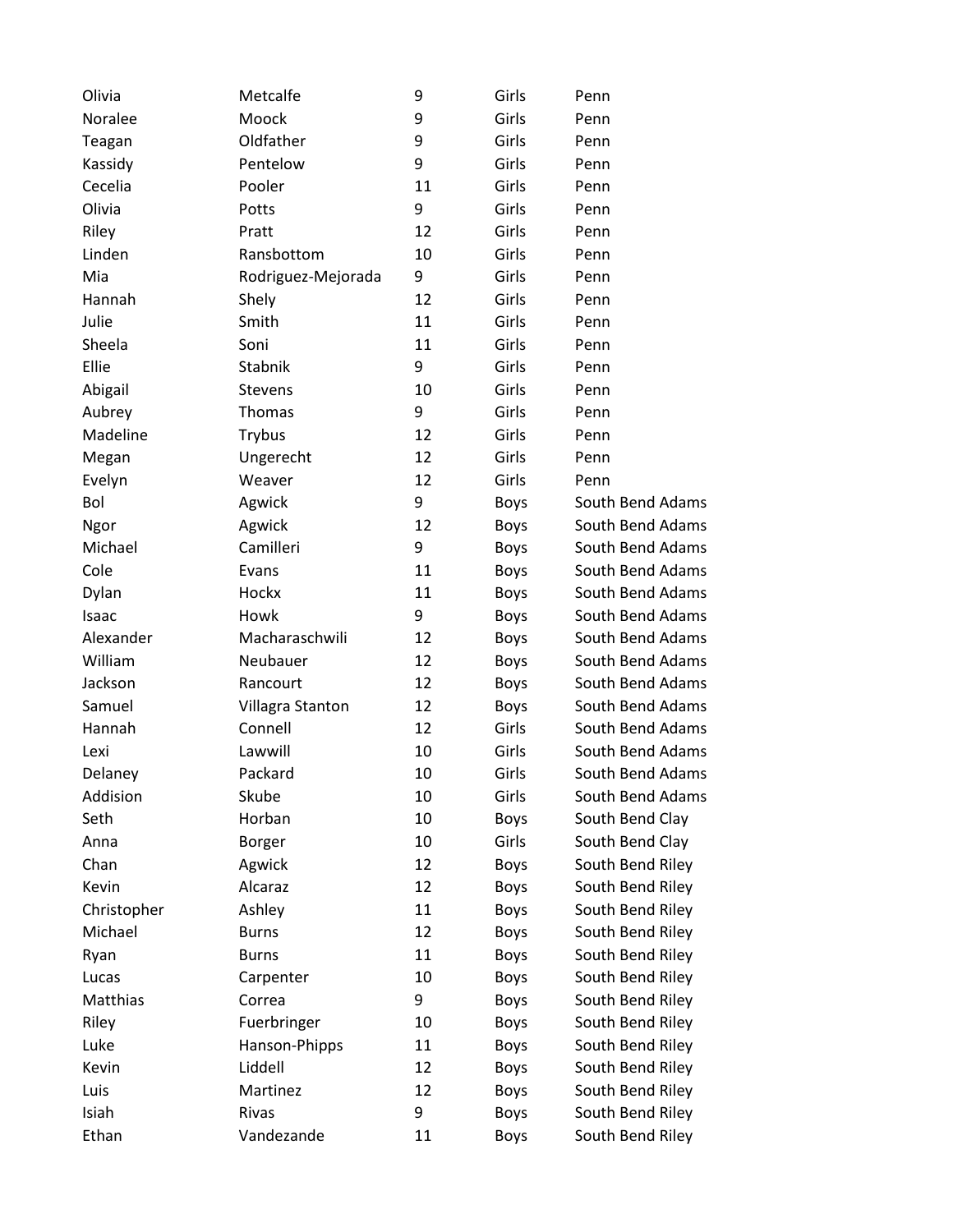| | | | | |
|---|---|---|---|---|
| Olivia | Metcalfe | 9 | Girls | Penn |
| Noralee | Moock | 9 | Girls | Penn |
| Teagan | Oldfather | 9 | Girls | Penn |
| Kassidy | Pentelow | 9 | Girls | Penn |
| Cecelia | Pooler | 11 | Girls | Penn |
| Olivia | Potts | 9 | Girls | Penn |
| Riley | Pratt | 12 | Girls | Penn |
| Linden | Ransbottom | 10 | Girls | Penn |
| Mia | Rodriguez-Mejorada | 9 | Girls | Penn |
| Hannah | Shely | 12 | Girls | Penn |
| Julie | Smith | 11 | Girls | Penn |
| Sheela | Soni | 11 | Girls | Penn |
| Ellie | Stabnik | 9 | Girls | Penn |
| Abigail | Stevens | 10 | Girls | Penn |
| Aubrey | Thomas | 9 | Girls | Penn |
| Madeline | Trybus | 12 | Girls | Penn |
| Megan | Ungerecht | 12 | Girls | Penn |
| Evelyn | Weaver | 12 | Girls | Penn |
| Bol | Agwick | 9 | Boys | South Bend Adams |
| Ngor | Agwick | 12 | Boys | South Bend Adams |
| Michael | Camilleri | 9 | Boys | South Bend Adams |
| Cole | Evans | 11 | Boys | South Bend Adams |
| Dylan | Hockx | 11 | Boys | South Bend Adams |
| Isaac | Howk | 9 | Boys | South Bend Adams |
| Alexander | Macharaschwili | 12 | Boys | South Bend Adams |
| William | Neubauer | 12 | Boys | South Bend Adams |
| Jackson | Rancourt | 12 | Boys | South Bend Adams |
| Samuel | Villagra Stanton | 12 | Boys | South Bend Adams |
| Hannah | Connell | 12 | Girls | South Bend Adams |
| Lexi | Lawwill | 10 | Girls | South Bend Adams |
| Delaney | Packard | 10 | Girls | South Bend Adams |
| Addision | Skube | 10 | Girls | South Bend Adams |
| Seth | Horban | 10 | Boys | South Bend Clay |
| Anna | Borger | 10 | Girls | South Bend Clay |
| Chan | Agwick | 12 | Boys | South Bend Riley |
| Kevin | Alcaraz | 12 | Boys | South Bend Riley |
| Christopher | Ashley | 11 | Boys | South Bend Riley |
| Michael | Burns | 12 | Boys | South Bend Riley |
| Ryan | Burns | 11 | Boys | South Bend Riley |
| Lucas | Carpenter | 10 | Boys | South Bend Riley |
| Matthias | Correa | 9 | Boys | South Bend Riley |
| Riley | Fuerbringer | 10 | Boys | South Bend Riley |
| Luke | Hanson-Phipps | 11 | Boys | South Bend Riley |
| Kevin | Liddell | 12 | Boys | South Bend Riley |
| Luis | Martinez | 12 | Boys | South Bend Riley |
| Isiah | Rivas | 9 | Boys | South Bend Riley |
| Ethan | Vandezande | 11 | Boys | South Bend Riley |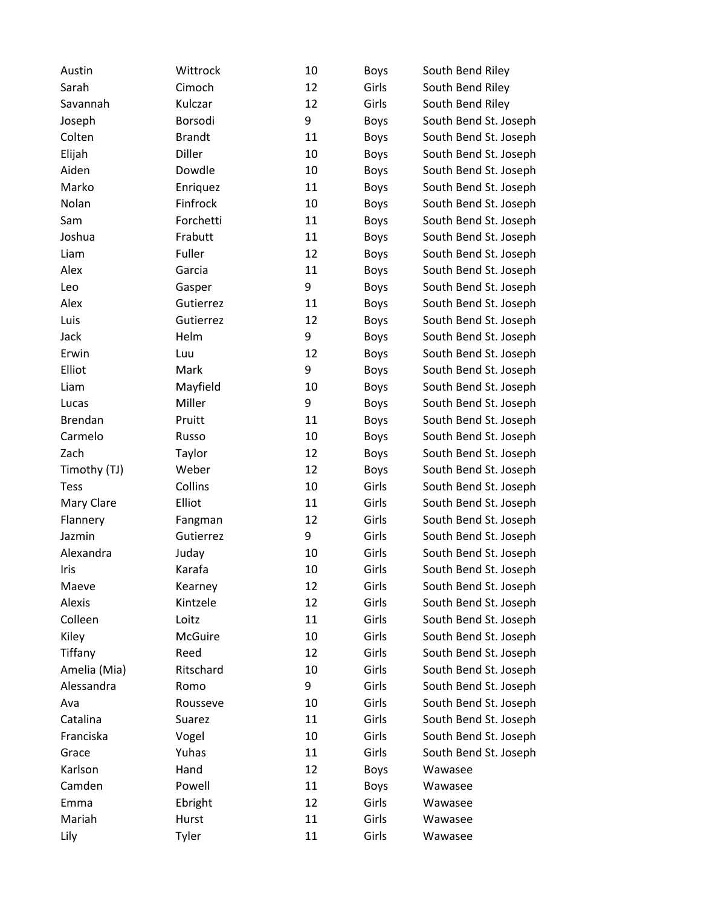| | | | | |
|---|---|---|---|---|
| Austin | Wittrock | 10 | Boys | South Bend Riley |
| Sarah | Cimoch | 12 | Girls | South Bend Riley |
| Savannah | Kulczar | 12 | Girls | South Bend Riley |
| Joseph | Borsodi | 9 | Boys | South Bend St. Joseph |
| Colten | Brandt | 11 | Boys | South Bend St. Joseph |
| Elijah | Diller | 10 | Boys | South Bend St. Joseph |
| Aiden | Dowdle | 10 | Boys | South Bend St. Joseph |
| Marko | Enriquez | 11 | Boys | South Bend St. Joseph |
| Nolan | Finfrock | 10 | Boys | South Bend St. Joseph |
| Sam | Forchetti | 11 | Boys | South Bend St. Joseph |
| Joshua | Frabutt | 11 | Boys | South Bend St. Joseph |
| Liam | Fuller | 12 | Boys | South Bend St. Joseph |
| Alex | Garcia | 11 | Boys | South Bend St. Joseph |
| Leo | Gasper | 9 | Boys | South Bend St. Joseph |
| Alex | Gutierrez | 11 | Boys | South Bend St. Joseph |
| Luis | Gutierrez | 12 | Boys | South Bend St. Joseph |
| Jack | Helm | 9 | Boys | South Bend St. Joseph |
| Erwin | Luu | 12 | Boys | South Bend St. Joseph |
| Elliot | Mark | 9 | Boys | South Bend St. Joseph |
| Liam | Mayfield | 10 | Boys | South Bend St. Joseph |
| Lucas | Miller | 9 | Boys | South Bend St. Joseph |
| Brendan | Pruitt | 11 | Boys | South Bend St. Joseph |
| Carmelo | Russo | 10 | Boys | South Bend St. Joseph |
| Zach | Taylor | 12 | Boys | South Bend St. Joseph |
| Timothy (TJ) | Weber | 12 | Boys | South Bend St. Joseph |
| Tess | Collins | 10 | Girls | South Bend St. Joseph |
| Mary Clare | Elliot | 11 | Girls | South Bend St. Joseph |
| Flannery | Fangman | 12 | Girls | South Bend St. Joseph |
| Jazmin | Gutierrez | 9 | Girls | South Bend St. Joseph |
| Alexandra | Juday | 10 | Girls | South Bend St. Joseph |
| Iris | Karafa | 10 | Girls | South Bend St. Joseph |
| Maeve | Kearney | 12 | Girls | South Bend St. Joseph |
| Alexis | Kintzele | 12 | Girls | South Bend St. Joseph |
| Colleen | Loitz | 11 | Girls | South Bend St. Joseph |
| Kiley | McGuire | 10 | Girls | South Bend St. Joseph |
| Tiffany | Reed | 12 | Girls | South Bend St. Joseph |
| Amelia (Mia) | Ritschard | 10 | Girls | South Bend St. Joseph |
| Alessandra | Romo | 9 | Girls | South Bend St. Joseph |
| Ava | Rousseve | 10 | Girls | South Bend St. Joseph |
| Catalina | Suarez | 11 | Girls | South Bend St. Joseph |
| Franciska | Vogel | 10 | Girls | South Bend St. Joseph |
| Grace | Yuhas | 11 | Girls | South Bend St. Joseph |
| Karlson | Hand | 12 | Boys | Wawasee |
| Camden | Powell | 11 | Boys | Wawasee |
| Emma | Ebright | 12 | Girls | Wawasee |
| Mariah | Hurst | 11 | Girls | Wawasee |
| Lily | Tyler | 11 | Girls | Wawasee |